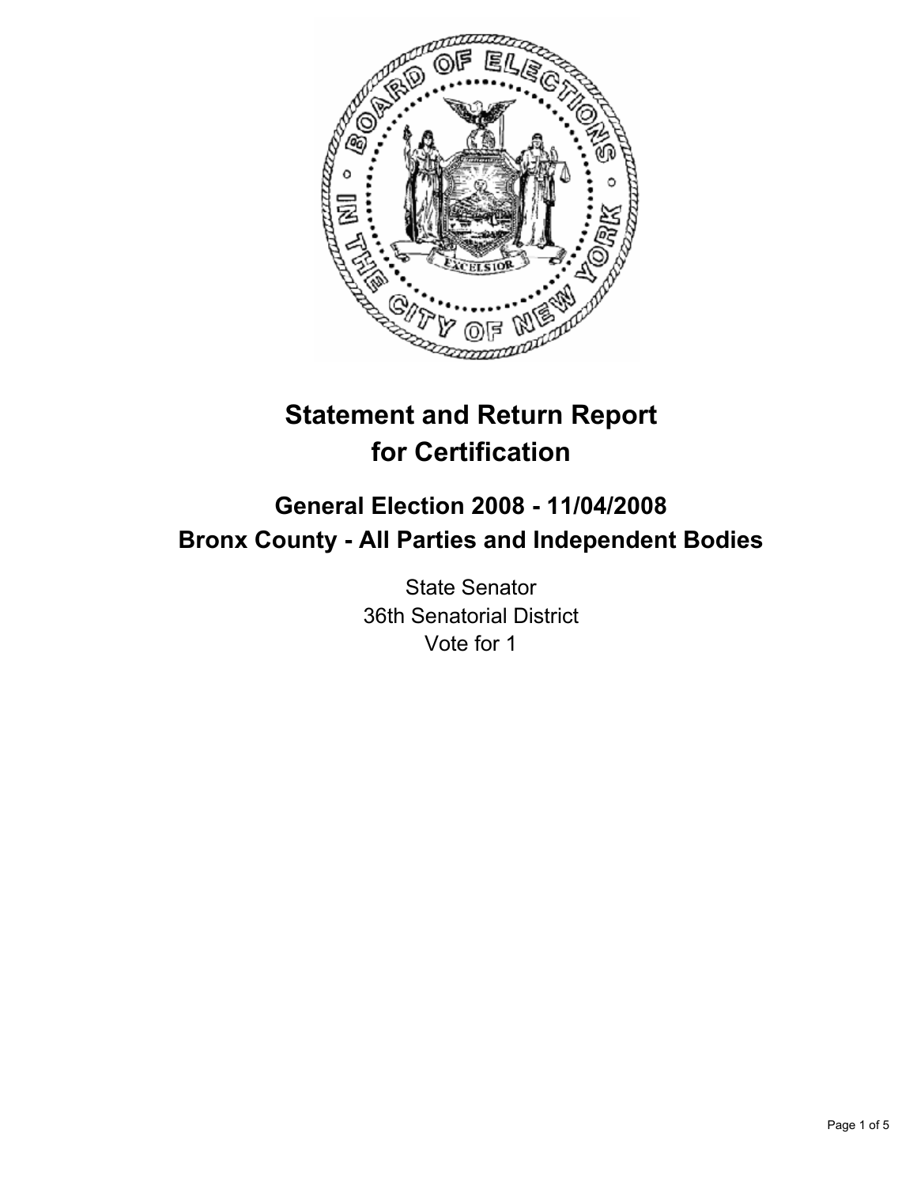# Statement and Return Report for Certification

## General Election 2008 - 11/04/2008
## Bronx County - All Parties and Independent Bodies

State Senator
36th Senatorial District
Vote for 1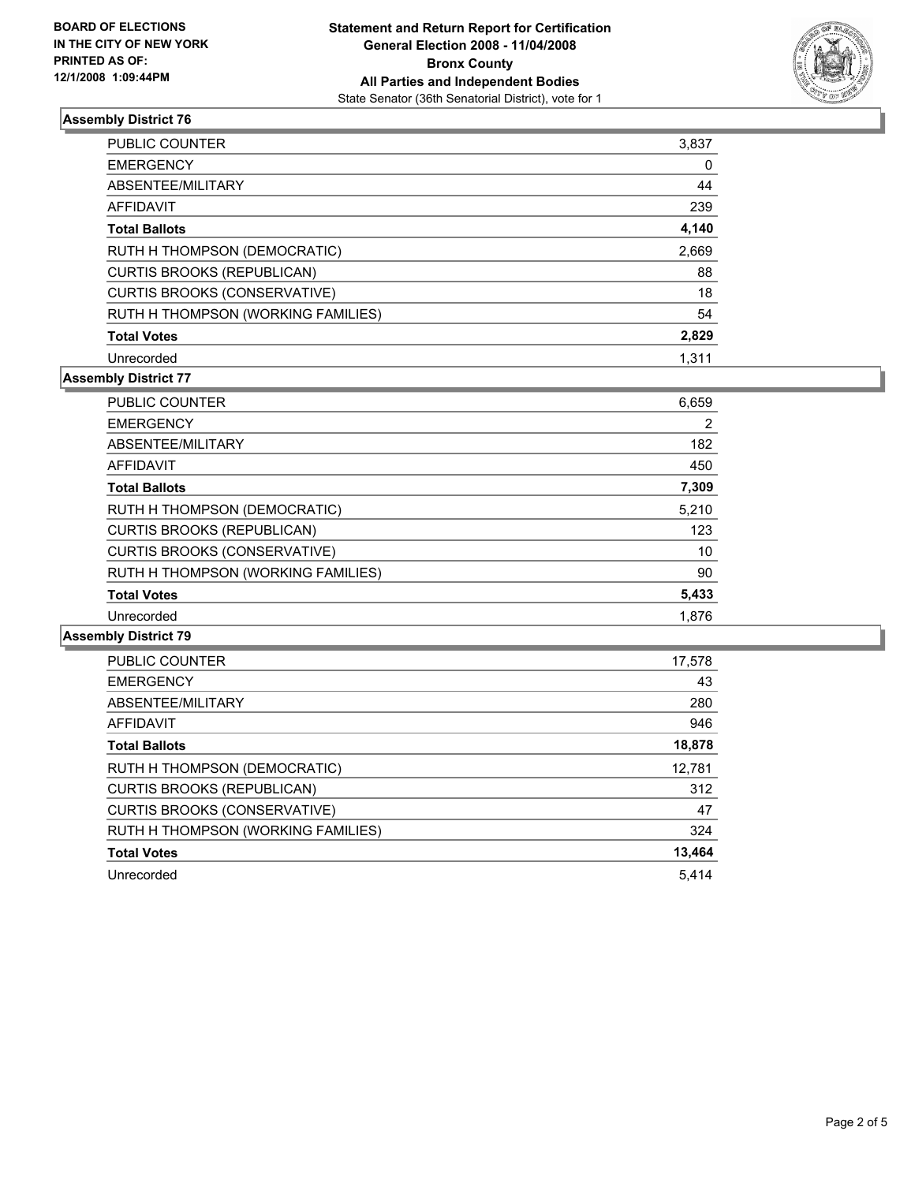**BOARD OF ELECTIONS IN THE CITY OF NEW YORK PRINTED AS OF: 12/1/2008 1:09:44PM**

**Statement and Return Report for Certification General Election 2008 - 11/04/2008 Bronx County All Parties and Independent Bodies**
State Senator (36th Senatorial District), vote for 1

### Assembly District 76

| | |
|---|---|
| PUBLIC COUNTER | 3,837 |
| EMERGENCY | 0 |
| ABSENTEE/MILITARY | 44 |
| AFFIDAVIT | 239 |
| **Total Ballots** | **4,140** |
| RUTH H THOMPSON (DEMOCRATIC) | 2,669 |
| CURTIS BROOKS (REPUBLICAN) | 88 |
| CURTIS BROOKS (CONSERVATIVE) | 18 |
| RUTH H THOMPSON (WORKING FAMILIES) | 54 |
| **Total Votes** | **2,829** |
| Unrecorded | 1,311 |

### Assembly District 77

| | |
|---|---|
| PUBLIC COUNTER | 6,659 |
| EMERGENCY | 2 |
| ABSENTEE/MILITARY | 182 |
| AFFIDAVIT | 450 |
| **Total Ballots** | **7,309** |
| RUTH H THOMPSON (DEMOCRATIC) | 5,210 |
| CURTIS BROOKS (REPUBLICAN) | 123 |
| CURTIS BROOKS (CONSERVATIVE) | 10 |
| RUTH H THOMPSON (WORKING FAMILIES) | 90 |
| **Total Votes** | **5,433** |
| Unrecorded | 1,876 |

### Assembly District 79

| | |
|---|---|
| PUBLIC COUNTER | 17,578 |
| EMERGENCY | 43 |
| ABSENTEE/MILITARY | 280 |
| AFFIDAVIT | 946 |
| **Total Ballots** | **18,878** |
| RUTH H THOMPSON (DEMOCRATIC) | 12,781 |
| CURTIS BROOKS (REPUBLICAN) | 312 |
| CURTIS BROOKS (CONSERVATIVE) | 47 |
| RUTH H THOMPSON (WORKING FAMILIES) | 324 |
| **Total Votes** | **13,464** |
| Unrecorded | 5,414 |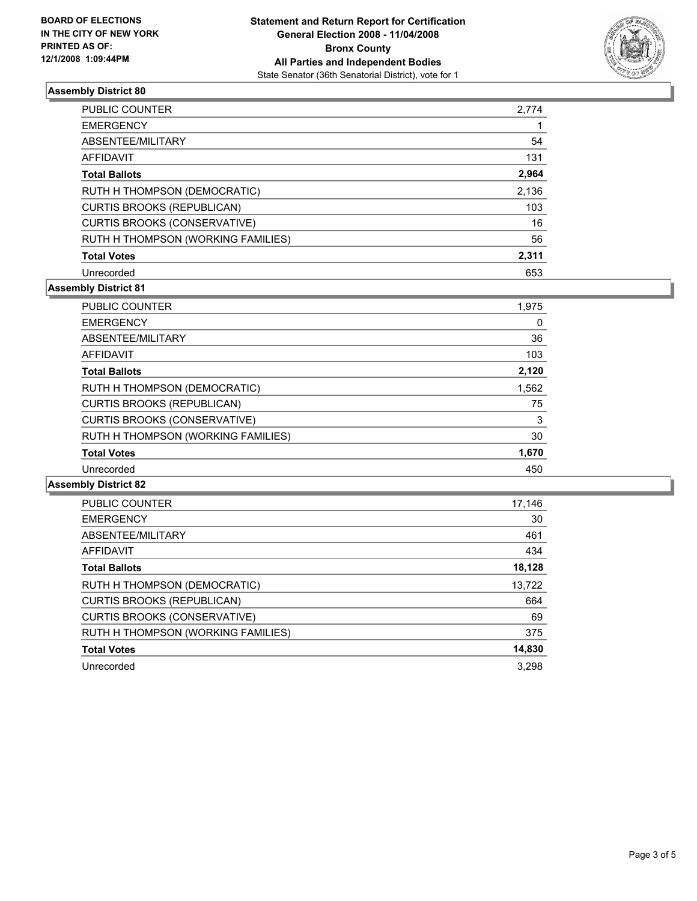**BOARD OF ELECTIONS IN THE CITY OF NEW YORK PRINTED AS OF: 12/1/2008 1:09:44PM**

# Statement and Return Report for Certification General Election 2008 - 11/04/2008 Bronx County All Parties and Independent Bodies

State Senator (36th Senatorial District), vote for 1

## Assembly District 80

| | |
|---|---|
| PUBLIC COUNTER | 2,774 |
| EMERGENCY | 1 |
| ABSENTEE/MILITARY | 54 |
| AFFIDAVIT | 131 |
| **Total Ballots** | **2,964** |
| RUTH H THOMPSON (DEMOCRATIC) | 2,136 |
| CURTIS BROOKS (REPUBLICAN) | 103 |
| CURTIS BROOKS (CONSERVATIVE) | 16 |
| RUTH H THOMPSON (WORKING FAMILIES) | 56 |
| **Total Votes** | **2,311** |
| Unrecorded | 653 |

## Assembly District 81

| | |
|---|---|
| PUBLIC COUNTER | 1,975 |
| EMERGENCY | 0 |
| ABSENTEE/MILITARY | 36 |
| AFFIDAVIT | 103 |
| **Total Ballots** | **2,120** |
| RUTH H THOMPSON (DEMOCRATIC) | 1,562 |
| CURTIS BROOKS (REPUBLICAN) | 75 |
| CURTIS BROOKS (CONSERVATIVE) | 3 |
| RUTH H THOMPSON (WORKING FAMILIES) | 30 |
| **Total Votes** | **1,670** |
| Unrecorded | 450 |

## Assembly District 82

| | |
|---|---|
| PUBLIC COUNTER | 17,146 |
| EMERGENCY | 30 |
| ABSENTEE/MILITARY | 461 |
| AFFIDAVIT | 434 |
| **Total Ballots** | **18,128** |
| RUTH H THOMPSON (DEMOCRATIC) | 13,722 |
| CURTIS BROOKS (REPUBLICAN) | 664 |
| CURTIS BROOKS (CONSERVATIVE) | 69 |
| RUTH H THOMPSON (WORKING FAMILIES) | 375 |
| **Total Votes** | **14,830** |
| Unrecorded | 3,298 |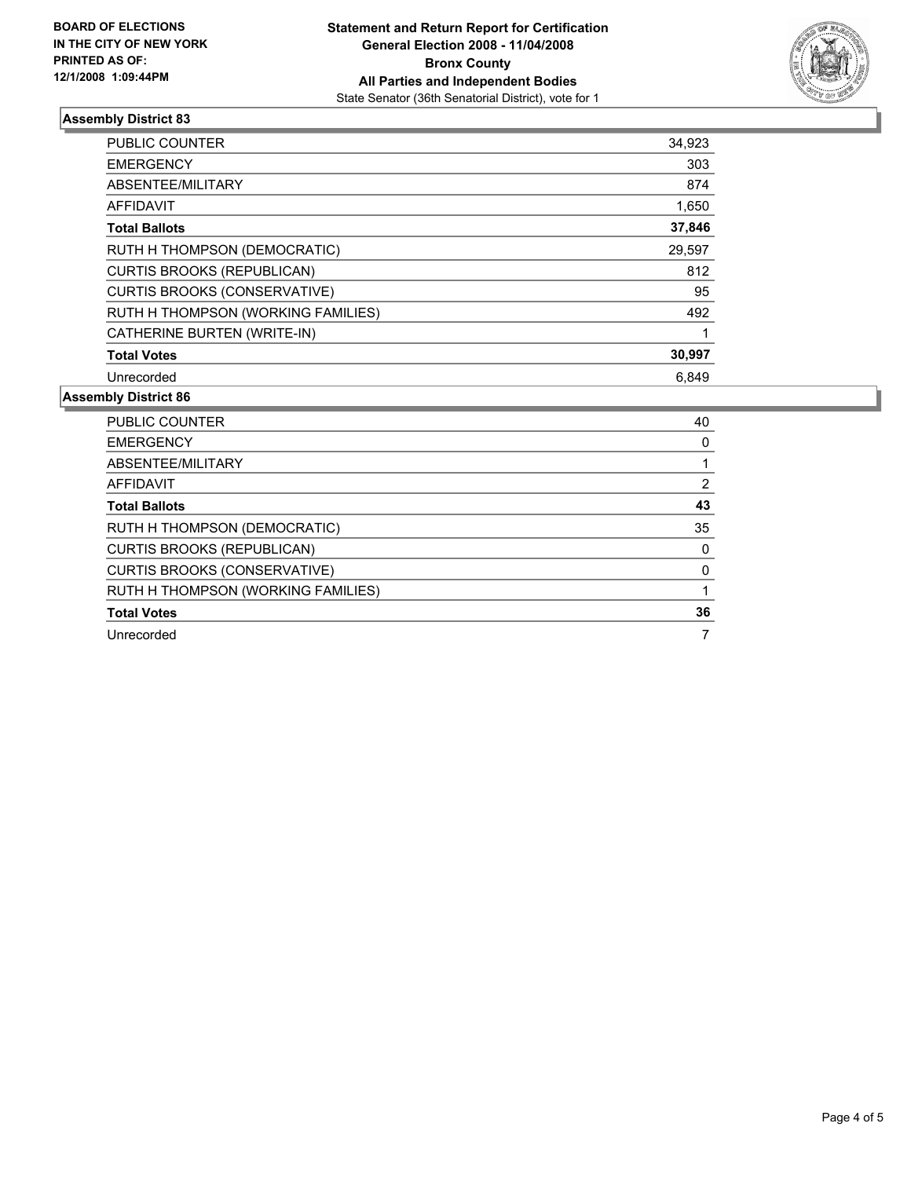**BOARD OF ELECTIONS IN THE CITY OF NEW YORK PRINTED AS OF: 12/1/2008 1:09:44PM**

**Statement and Return Report for Certification**
**General Election 2008 - 11/04/2008**
**Bronx County**
**All Parties and Independent Bodies**
State Senator (36th Senatorial District), vote for 1

## Assembly District 83

| | |
|---|---|
| PUBLIC COUNTER | 34,923 |
| EMERGENCY | 303 |
| ABSENTEE/MILITARY | 874 |
| AFFIDAVIT | 1,650 |
| **Total Ballots** | **37,846** |
| RUTH H THOMPSON (DEMOCRATIC) | 29,597 |
| CURTIS BROOKS (REPUBLICAN) | 812 |
| CURTIS BROOKS (CONSERVATIVE) | 95 |
| RUTH H THOMPSON (WORKING FAMILIES) | 492 |
| CATHERINE BURTEN (WRITE-IN) | 1 |
| **Total Votes** | **30,997** |
| Unrecorded | 6,849 |

## Assembly District 86

| | |
|---|---|
| PUBLIC COUNTER | 40 |
| EMERGENCY | 0 |
| ABSENTEE/MILITARY | 1 |
| AFFIDAVIT | 2 |
| **Total Ballots** | **43** |
| RUTH H THOMPSON (DEMOCRATIC) | 35 |
| CURTIS BROOKS (REPUBLICAN) | 0 |
| CURTIS BROOKS (CONSERVATIVE) | 0 |
| RUTH H THOMPSON (WORKING FAMILIES) | 1 |
| **Total Votes** | **36** |
| Unrecorded | 7 |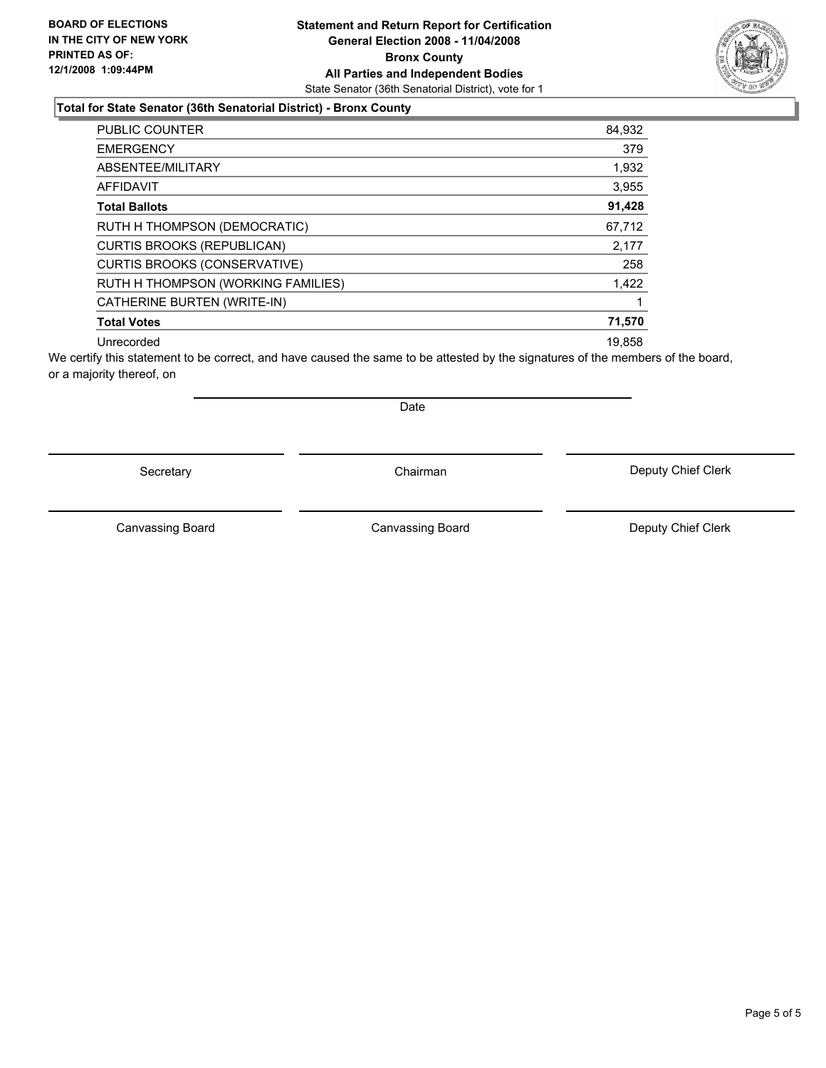**BOARD OF ELECTIONS IN THE CITY OF NEW YORK PRINTED AS OF: 12/1/2008 1:09:44PM**

**Statement and Return Report for Certification**
**General Election 2008 - 11/04/2008**
**Bronx County**
**All Parties and Independent Bodies**
State Senator (36th Senatorial District), vote for 1

### Total for State Senator (36th Senatorial District) - Bronx County

| | |
|---|---|
| PUBLIC COUNTER | 84,932 |
| EMERGENCY | 379 |
| ABSENTEE/MILITARY | 1,932 |
| AFFIDAVIT | 3,955 |
| **Total Ballots** | **91,428** |
| RUTH H THOMPSON (DEMOCRATIC) | 67,712 |
| CURTIS BROOKS (REPUBLICAN) | 2,177 |
| CURTIS BROOKS (CONSERVATIVE) | 258 |
| RUTH H THOMPSON (WORKING FAMILIES) | 1,422 |
| CATHERINE BURTEN (WRITE-IN) | 1 |
| **Total Votes** | **71,570** |
| Unrecorded | 19,858 |

We certify this statement to be correct, and have caused the same to be attested by the signatures of the members of the board, or a majority thereof, on

Date

Secretary | Chairman | Deputy Chief Clerk

Canvassing Board | Canvassing Board | Deputy Chief Clerk